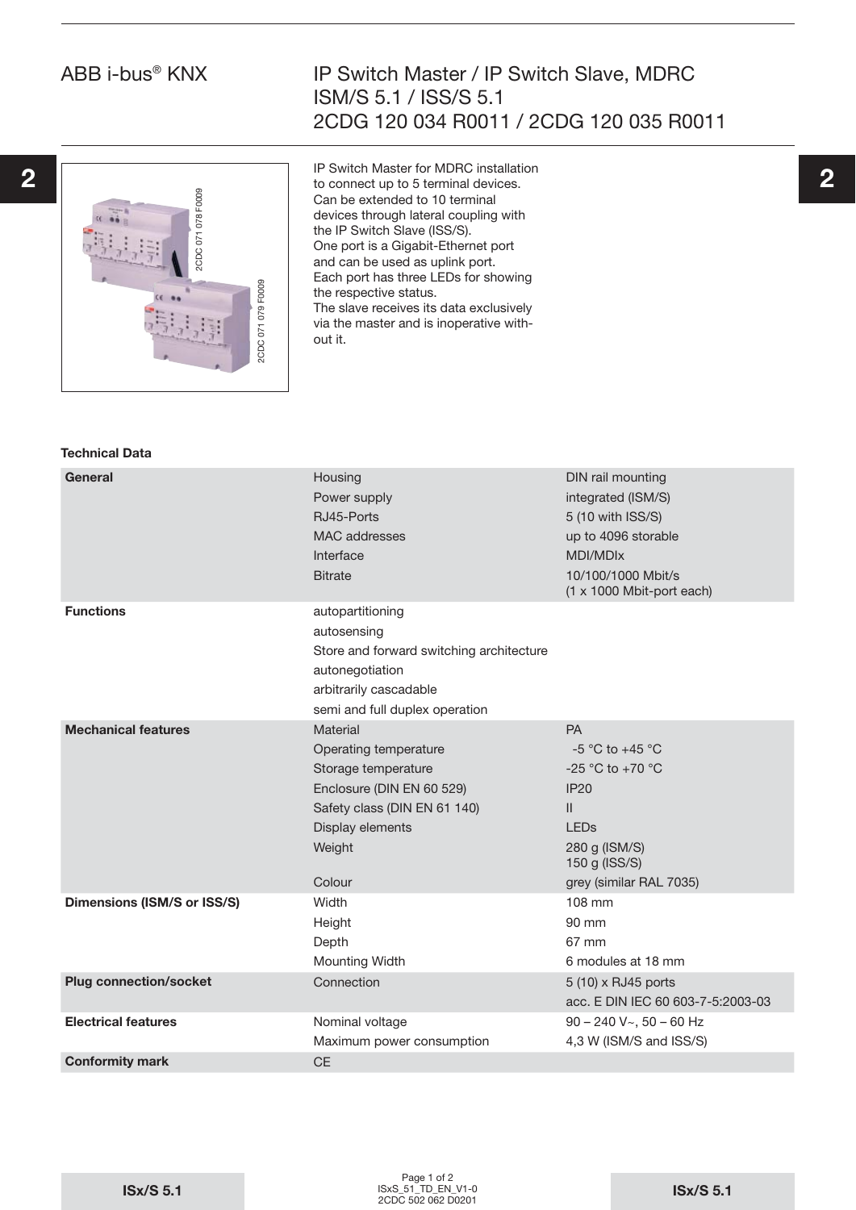# ABB i-bus® KNX

## IP Switch Master / IP Switch Slave, MDRC ISM/S 5.1 / ISS/S 5.1 2CDG 120 034 R0011 / 2CDG 120 035 R0011

IP Switch Master for MDRC installation to connect up to 5 terminal devices. Can be extended to 10 terminal devices through lateral coupling with the IP Switch Slave (ISS/S). One port is a Gigabit-Ethernet port and can be used as uplink port. Each port has three LEDs for showing the respective status. The slave receives its data exclusively via the master and is inoperative without it.

**Technical Data**

| | | |
|---|---|---|
| **General** | Housing | DIN rail mounting |
| | Power supply | integrated (ISM/S) |
| | RJ45-Ports | 5 (10 with ISS/S) |
| | MAC addresses | up to 4096 storable |
| | Interface | MDI/MDIx |
| | Bitrate | 10/100/1000 Mbit/s (1 x 1000 Mbit-port each) |
| **Functions** | autopartitioning | |
| | autosensing | |
| | Store and forward switching architecture | |
| | autonegotiation | |
| | arbitrarily cascadable | |
| | semi and full duplex operation | |
| **Mechanical features** | Material | PA |
| | Operating temperature | -5 °C to +45 °C |
| | Storage temperature | -25 °C to +70 °C |
| | Enclosure (DIN EN 60 529) | IP20 |
| | Safety class (DIN EN 61 140) | II |
| | Display elements | LEDs |
| | Weight | 280 g (ISM/S) 150 g (ISS/S) |
| | Colour | grey (similar RAL 7035) |
| **Dimensions (ISM/S or ISS/S)** | Width | 108 mm |
| | Height | 90 mm |
| | Depth | 67 mm |
| | Mounting Width | 6 modules at 18 mm |
| **Plug connection/socket** | Connection | 5 (10) x RJ45 ports acc. E DIN IEC 60 603-7-5:2003-03 |
| **Electrical features** | Nominal voltage | 90 – 240 V~, 50 – 60 Hz |
| | Maximum power consumption | 4,3 W (ISM/S and ISS/S) |
| **Conformity mark** | CE | |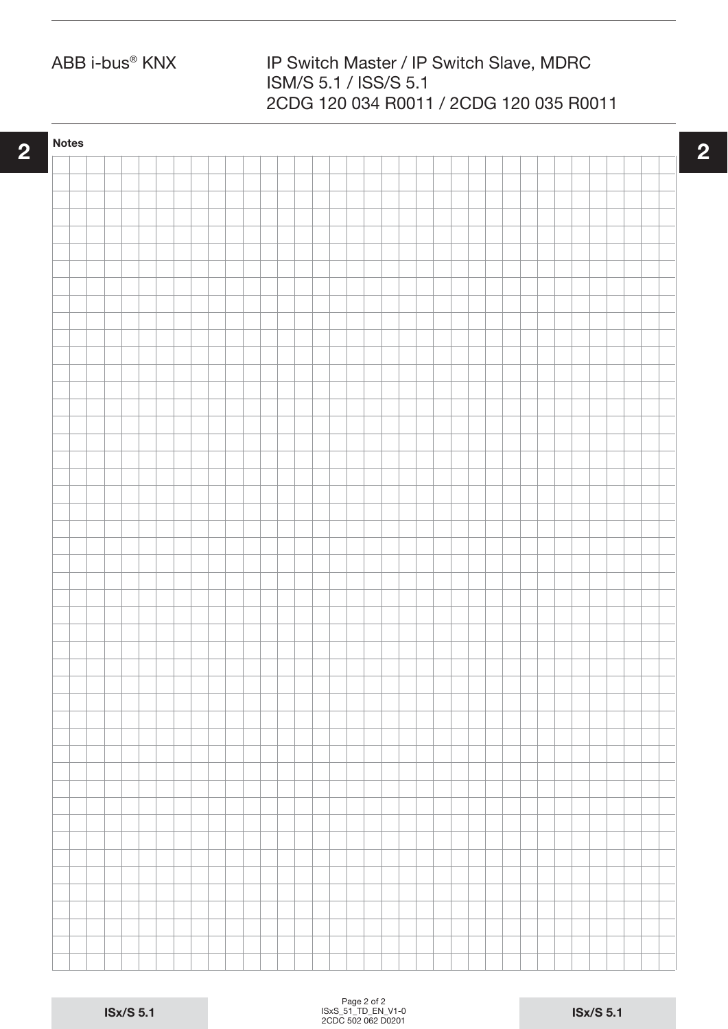**Notes**